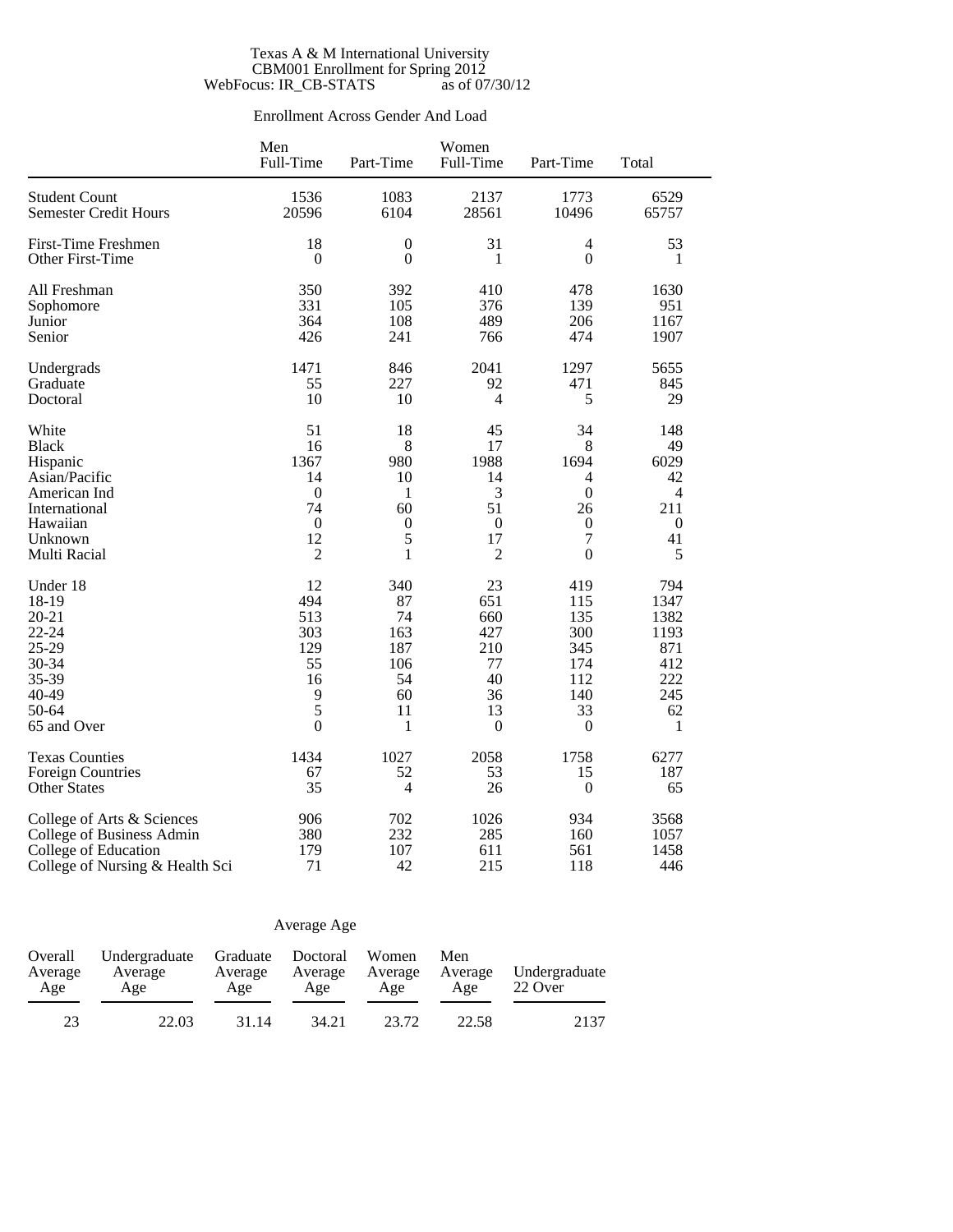Texas A & M International University
CBM001 Enrollment for Spring 2012
WebFocus: IR_CB-STATS as of 07/30/12

## Enrollment Across Gender And Load

| | Men Full-Time | Men Part-Time | Women Full-Time | Women Part-Time | Total |
|---|---|---|---|---|---|
| Student Count | 1536 | 1083 | 2137 | 1773 | 6529 |
| Semester Credit Hours | 20596 | 6104 | 28561 | 10496 | 65757 |
| First-Time Freshmen | 18 | 0 | 31 | 4 | 53 |
| Other First-Time | 0 | 0 | 1 | 0 | 1 |
| All Freshman | 350 | 392 | 410 | 478 | 1630 |
| Sophomore | 331 | 105 | 376 | 139 | 951 |
| Junior | 364 | 108 | 489 | 206 | 1167 |
| Senior | 426 | 241 | 766 | 474 | 1907 |
| Undergrads | 1471 | 846 | 2041 | 1297 | 5655 |
| Graduate | 55 | 227 | 92 | 471 | 845 |
| Doctoral | 10 | 10 | 4 | 5 | 29 |
| White | 51 | 18 | 45 | 34 | 148 |
| Black | 16 | 8 | 17 | 8 | 49 |
| Hispanic | 1367 | 980 | 1988 | 1694 | 6029 |
| Asian/Pacific | 14 | 10 | 14 | 4 | 42 |
| American Ind | 0 | 1 | 3 | 0 | 4 |
| International | 74 | 60 | 51 | 26 | 211 |
| Hawaiian | 0 | 0 | 0 | 0 | 0 |
| Unknown | 12 | 5 | 17 | 7 | 41 |
| Multi Racial | 2 | 1 | 2 | 0 | 5 |
| Under 18 | 12 | 340 | 23 | 419 | 794 |
| 18-19 | 494 | 87 | 651 | 115 | 1347 |
| 20-21 | 513 | 74 | 660 | 135 | 1382 |
| 22-24 | 303 | 163 | 427 | 300 | 1193 |
| 25-29 | 129 | 187 | 210 | 345 | 871 |
| 30-34 | 55 | 106 | 77 | 174 | 412 |
| 35-39 | 16 | 54 | 40 | 112 | 222 |
| 40-49 | 9 | 60 | 36 | 140 | 245 |
| 50-64 | 5 | 11 | 13 | 33 | 62 |
| 65 and Over | 0 | 1 | 0 | 0 | 1 |
| Texas Counties | 1434 | 1027 | 2058 | 1758 | 6277 |
| Foreign Countries | 67 | 52 | 53 | 15 | 187 |
| Other States | 35 | 4 | 26 | 0 | 65 |
| College of Arts & Sciences | 906 | 702 | 1026 | 934 | 3568 |
| College of Business Admin | 380 | 232 | 285 | 160 | 1057 |
| College of Education | 179 | 107 | 611 | 561 | 1458 |
| College of Nursing & Health Sci | 71 | 42 | 215 | 118 | 446 |

## Average Age

| Overall Average Age | Undergraduate Average Age | Graduate Average Age | Doctoral Average Age | Women Average Age | Men Average Age | Undergraduate 22 Over |
|---|---|---|---|---|---|---|
| 23 | 22.03 | 31.14 | 34.21 | 23.72 | 22.58 | 2137 |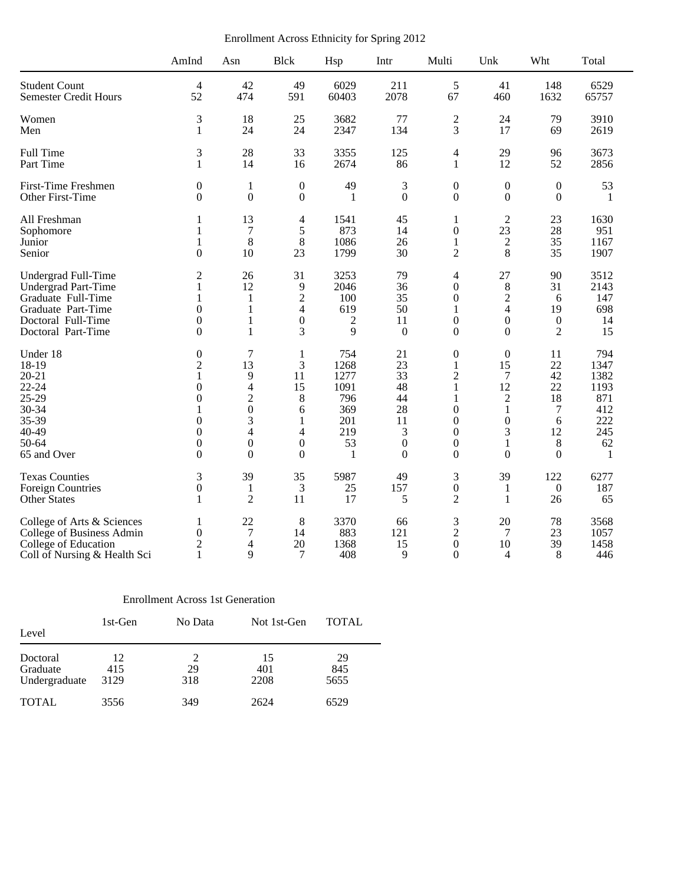Enrollment Across Ethnicity for Spring 2012

| | AmInd | Asn | Blck | Hsp | Intr | Multi | Unk | Wht | Total |
|---|---|---|---|---|---|---|---|---|---|
| Student Count | 4 | 42 | 49 | 6029 | 211 | 5 | 41 | 148 | 6529 |
| Semester Credit Hours | 52 | 474 | 591 | 60403 | 2078 | 67 | 460 | 1632 | 65757 |
| Women | 3 | 18 | 25 | 3682 | 77 | 2 | 24 | 79 | 3910 |
| Men | 1 | 24 | 24 | 2347 | 134 | 3 | 17 | 69 | 2619 |
| Full Time | 3 | 28 | 33 | 3355 | 125 | 4 | 29 | 96 | 3673 |
| Part Time | 1 | 14 | 16 | 2674 | 86 | 1 | 12 | 52 | 2856 |
| First-Time Freshmen | 0 | 1 | 0 | 49 | 3 | 0 | 0 | 0 | 53 |
| Other First-Time | 0 | 0 | 0 | 1 | 0 | 0 | 0 | 0 | 1 |
| All Freshman | 1 | 13 | 4 | 1541 | 45 | 1 | 2 | 23 | 1630 |
| Sophomore | 1 | 7 | 5 | 873 | 14 | 0 | 23 | 28 | 951 |
| Junior | 1 | 8 | 8 | 1086 | 26 | 1 | 2 | 35 | 1167 |
| Senior | 0 | 10 | 23 | 1799 | 30 | 2 | 8 | 35 | 1907 |
| Undergrad Full-Time | 2 | 26 | 31 | 3253 | 79 | 4 | 27 | 90 | 3512 |
| Undergrad Part-Time | 1 | 12 | 9 | 2046 | 36 | 0 | 8 | 31 | 2143 |
| Graduate Full-Time | 1 | 1 | 2 | 100 | 35 | 0 | 2 | 6 | 147 |
| Graduate Part-Time | 0 | 1 | 4 | 619 | 50 | 1 | 4 | 19 | 698 |
| Doctoral Full-Time | 0 | 1 | 0 | 2 | 11 | 0 | 0 | 0 | 14 |
| Doctoral Part-Time | 0 | 1 | 3 | 9 | 0 | 0 | 0 | 2 | 15 |
| Under 18 | 0 | 7 | 1 | 754 | 21 | 0 | 0 | 11 | 794 |
| 18-19 | 2 | 13 | 3 | 1268 | 23 | 1 | 15 | 22 | 1347 |
| 20-21 | 1 | 9 | 11 | 1277 | 33 | 2 | 7 | 42 | 1382 |
| 22-24 | 0 | 4 | 15 | 1091 | 48 | 1 | 12 | 22 | 1193 |
| 25-29 | 0 | 2 | 8 | 796 | 44 | 1 | 2 | 18 | 871 |
| 30-34 | 1 | 0 | 6 | 369 | 28 | 0 | 1 | 7 | 412 |
| 35-39 | 0 | 3 | 1 | 201 | 11 | 0 | 0 | 6 | 222 |
| 40-49 | 0 | 4 | 4 | 219 | 3 | 0 | 3 | 12 | 245 |
| 50-64 | 0 | 0 | 0 | 53 | 0 | 0 | 1 | 8 | 62 |
| 65 and Over | 0 | 0 | 0 | 1 | 0 | 0 | 0 | 0 | 1 |
| Texas Counties | 3 | 39 | 35 | 5987 | 49 | 3 | 39 | 122 | 6277 |
| Foreign Countries | 0 | 1 | 3 | 25 | 157 | 0 | 1 | 0 | 187 |
| Other States | 1 | 2 | 11 | 17 | 5 | 2 | 1 | 26 | 65 |
| College of Arts & Sciences | 1 | 22 | 8 | 3370 | 66 | 3 | 20 | 78 | 3568 |
| College of Business Admin | 0 | 7 | 14 | 883 | 121 | 2 | 7 | 23 | 1057 |
| College of Education | 2 | 4 | 20 | 1368 | 15 | 0 | 10 | 39 | 1458 |
| Coll of Nursing & Health Sci | 1 | 9 | 7 | 408 | 9 | 0 | 4 | 8 | 446 |

Enrollment Across 1st Generation

| Level | 1st-Gen | No Data | Not 1st-Gen | TOTAL |
|---|---|---|---|---|
| Doctoral | 12 | 2 | 15 | 29 |
| Graduate | 415 | 29 | 401 | 845 |
| Undergraduate | 3129 | 318 | 2208 | 5655 |
| TOTAL | 3556 | 349 | 2624 | 6529 |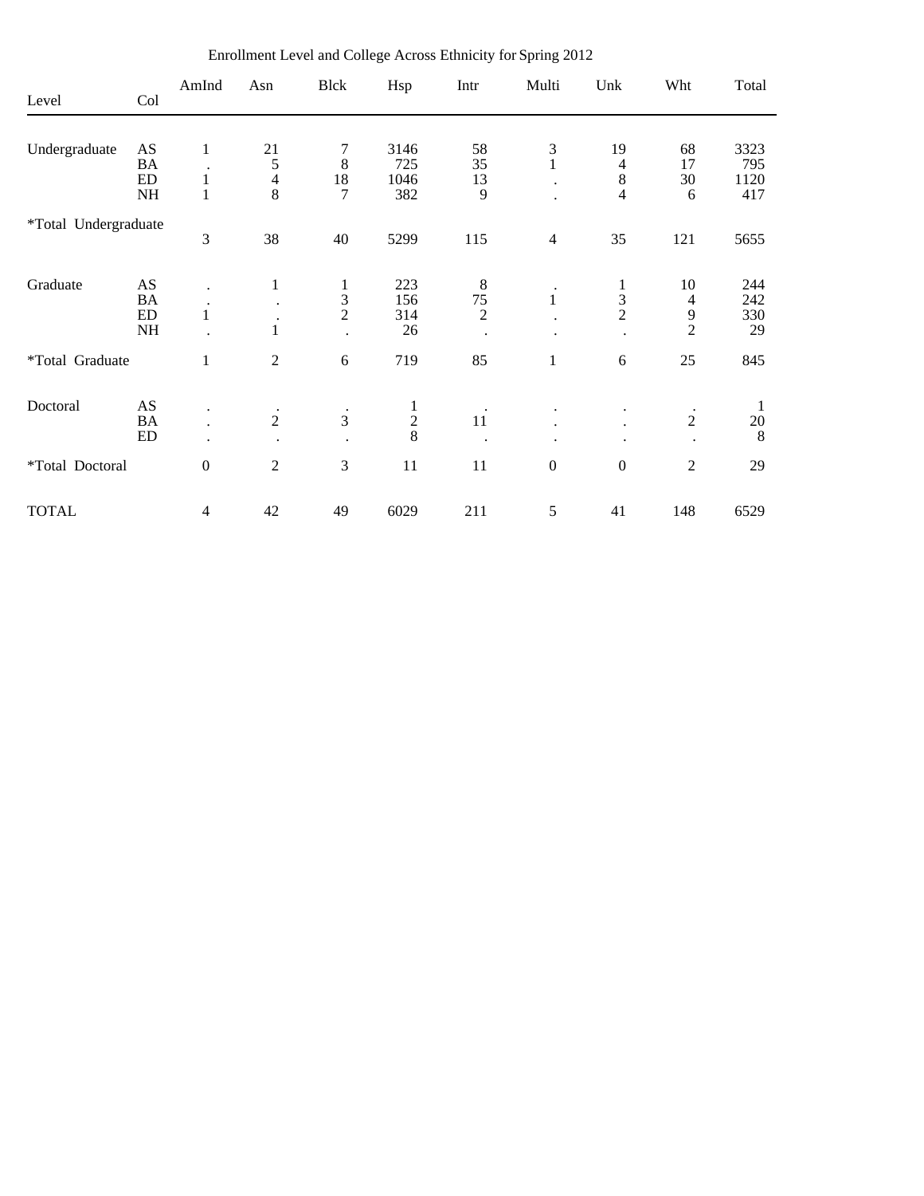Enrollment Level and College Across Ethnicity for Spring 2012

| Level | Col | AmInd | Asn | Blck | Hsp | Intr | Multi | Unk | Wht | Total |
|---|---|---|---|---|---|---|---|---|---|---|
| Undergraduate | AS | 1 | 21 | 7 | 3146 | 58 | 3 | 19 | 68 | 3323 |
| | BA | . | 5 | 8 | 725 | 35 | 1 | 4 | 17 | 795 |
| | ED | 1 | 4 | 18 | 1046 | 13 | . | 8 | 30 | 1120 |
| | NH | 1 | 8 | 7 | 382 | 9 | . | 4 | 6 | 417 |
| *Total Undergraduate | | 3 | 38 | 40 | 5299 | 115 | 4 | 35 | 121 | 5655 |
| Graduate | AS | . | 1 | 1 | 223 | 8 | . | 1 | 10 | 244 |
| | BA | . | . | 3 | 156 | 75 | 1 | 3 | 4 | 242 |
| | ED | 1 | . | 2 | 314 | 2 | . | 2 | 9 | 330 |
| | NH | . | 1 | . | 26 | . | . | . | 2 | 29 |
| *Total Graduate | | 1 | 2 | 6 | 719 | 85 | 1 | 6 | 25 | 845 |
| Doctoral | AS | . | . | . | 1 | . | . | . | . | 1 |
| | BA | . | 2 | 3 | 2 | 11 | . | . | 2 | 20 |
| | ED | . | . | . | 8 | . | . | . | . | 8 |
| *Total Doctoral | | 0 | 2 | 3 | 11 | 11 | 0 | 0 | 2 | 29 |
| TOTAL | | 4 | 42 | 49 | 6029 | 211 | 5 | 41 | 148 | 6529 |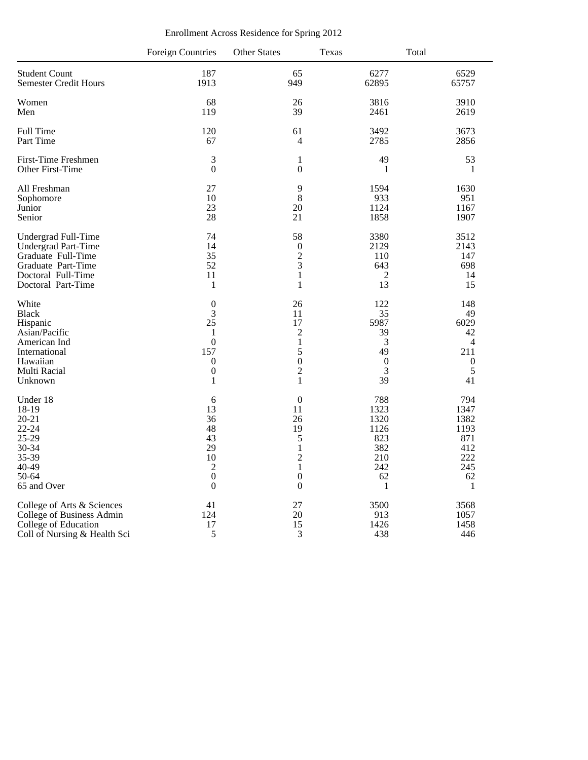Enrollment Across Residence for Spring 2012

| | Foreign Countries | Other States | Texas | Total |
|---|---|---|---|---|
| Student Count | 187 | 65 | 6277 | 6529 |
| Semester Credit Hours | 1913 | 949 | 62895 | 65757 |
| Women | 68 | 26 | 3816 | 3910 |
| Men | 119 | 39 | 2461 | 2619 |
| Full Time | 120 | 61 | 3492 | 3673 |
| Part Time | 67 | 4 | 2785 | 2856 |
| First-Time Freshmen | 3 | 1 | 49 | 53 |
| Other First-Time | 0 | 0 | 1 | 1 |
| All Freshman | 27 | 9 | 1594 | 1630 |
| Sophomore | 10 | 8 | 933 | 951 |
| Junior | 23 | 20 | 1124 | 1167 |
| Senior | 28 | 21 | 1858 | 1907 |
| Undergrad Full-Time | 74 | 58 | 3380 | 3512 |
| Undergrad Part-Time | 14 | 0 | 2129 | 2143 |
| Graduate Full-Time | 35 | 2 | 110 | 147 |
| Graduate Part-Time | 52 | 3 | 643 | 698 |
| Doctoral Full-Time | 11 | 1 | 2 | 14 |
| Doctoral Part-Time | 1 | 1 | 13 | 15 |
| White | 0 | 26 | 122 | 148 |
| Black | 3 | 11 | 35 | 49 |
| Hispanic | 25 | 17 | 5987 | 6029 |
| Asian/Pacific | 1 | 2 | 39 | 42 |
| American Ind | 0 | 1 | 3 | 4 |
| International | 157 | 5 | 49 | 211 |
| Hawaiian | 0 | 0 | 0 | 0 |
| Multi Racial | 0 | 2 | 3 | 5 |
| Unknown | 1 | 1 | 39 | 41 |
| Under 18 | 6 | 0 | 788 | 794 |
| 18-19 | 13 | 11 | 1323 | 1347 |
| 20-21 | 36 | 26 | 1320 | 1382 |
| 22-24 | 48 | 19 | 1126 | 1193 |
| 25-29 | 43 | 5 | 823 | 871 |
| 30-34 | 29 | 1 | 382 | 412 |
| 35-39 | 10 | 2 | 210 | 222 |
| 40-49 | 2 | 1 | 242 | 245 |
| 50-64 | 0 | 0 | 62 | 62 |
| 65 and Over | 0 | 0 | 1 | 1 |
| College of Arts & Sciences | 41 | 27 | 3500 | 3568 |
| College of Business Admin | 124 | 20 | 913 | 1057 |
| College of Education | 17 | 15 | 1426 | 1458 |
| Coll of Nursing & Health Sci | 5 | 3 | 438 | 446 |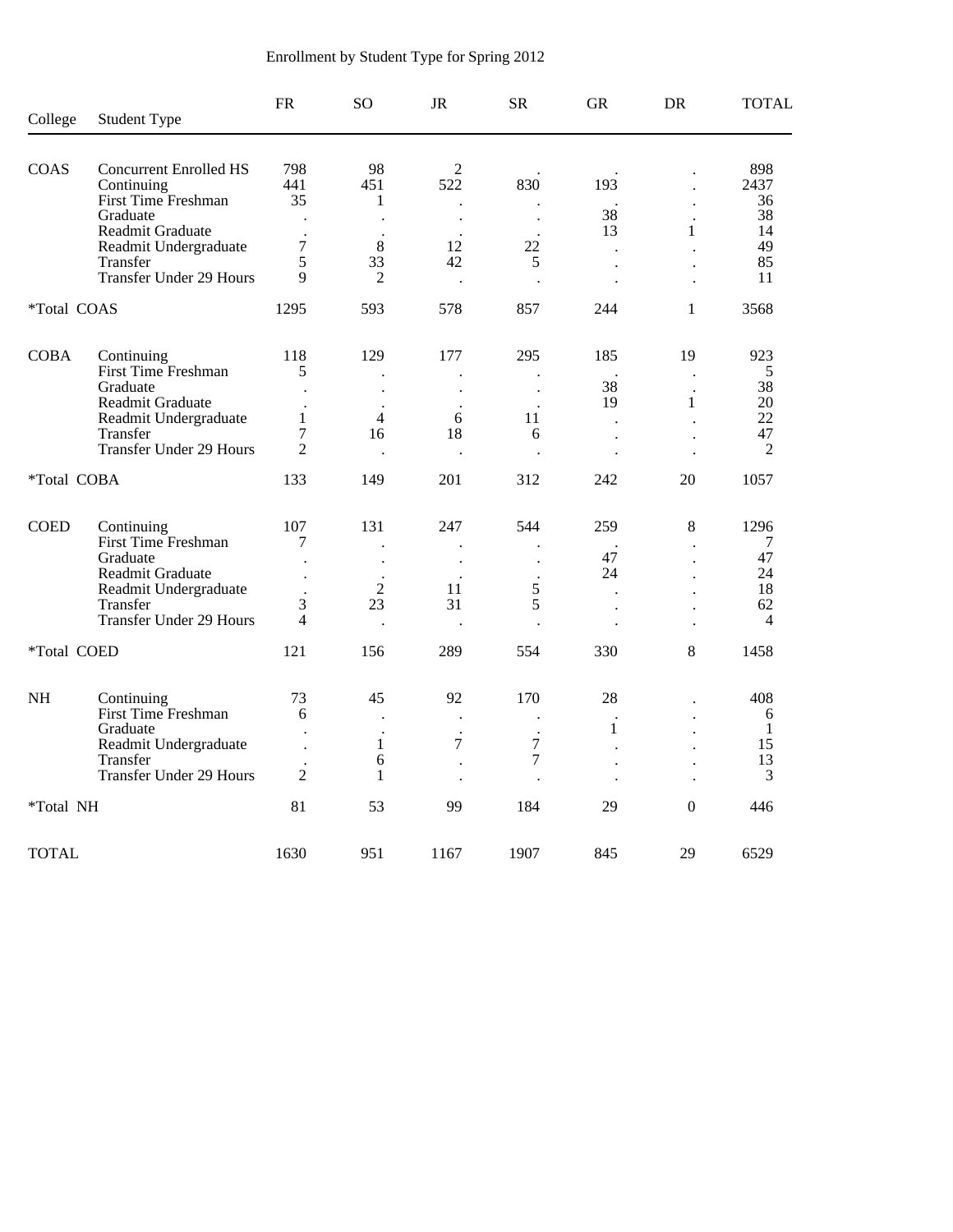Enrollment by Student Type for Spring 2012

| College | Student Type | FR | SO | JR | SR | GR | DR | TOTAL |
|---|---|---|---|---|---|---|---|---|
| COAS | Concurrent Enrolled HS | 798 | 98 | 2 | . | . | . | 898 |
| | Continuing | 441 | 451 | 522 | 830 | 193 | . | 2437 |
| | First Time Freshman | 35 | 1 | . | . | . | . | 36 |
| | Graduate | . | . | . | . | 38 | . | 38 |
| | Readmit Graduate | . | . | . | . | 13 | 1 | 14 |
| | Readmit Undergraduate | 7 | 8 | 12 | 22 | . | . | 49 |
| | Transfer | 5 | 33 | 42 | 5 | . | . | 85 |
| | Transfer Under 29 Hours | 9 | 2 | . | . | . | . | 11 |
| *Total COAS | | 1295 | 593 | 578 | 857 | 244 | 1 | 3568 |
| COBA | Continuing | 118 | 129 | 177 | 295 | 185 | 19 | 923 |
| | First Time Freshman | 5 | . | . | . | . | . | 5 |
| | Graduate | . | . | . | . | 38 | . | 38 |
| | Readmit Graduate | . | . | . | . | 19 | 1 | 20 |
| | Readmit Undergraduate | 1 | 4 | 6 | 11 | . | . | 22 |
| | Transfer | 7 | 16 | 18 | 6 | . | . | 47 |
| | Transfer Under 29 Hours | 2 | . | . | . | . | . | 2 |
| *Total COBA | | 133 | 149 | 201 | 312 | 242 | 20 | 1057 |
| COED | Continuing | 107 | 131 | 247 | 544 | 259 | 8 | 1296 |
| | First Time Freshman | 7 | . | . | . | . | . | 7 |
| | Graduate | . | . | . | . | 47 | . | 47 |
| | Readmit Graduate | . | . | . | . | 24 | . | 24 |
| | Readmit Undergraduate | . | 2 | 11 | 5 | . | . | 18 |
| | Transfer | 3 | 23 | 31 | 5 | . | . | 62 |
| | Transfer Under 29 Hours | 4 | . | . | . | . | . | 4 |
| *Total COED | | 121 | 156 | 289 | 554 | 330 | 8 | 1458 |
| NH | Continuing | 73 | 45 | 92 | 170 | 28 | . | 408 |
| | First Time Freshman | 6 | . | . | . | . | . | 6 |
| | Graduate | . | . | . | . | 1 | . | 1 |
| | Readmit Undergraduate | . | 1 | 7 | 7 | . | . | 15 |
| | Transfer | . | 6 | . | 7 | . | . | 13 |
| | Transfer Under 29 Hours | 2 | 1 | . | . | . | . | 3 |
| *Total NH | | 81 | 53 | 99 | 184 | 29 | 0 | 446 |
| TOTAL | | 1630 | 951 | 1167 | 1907 | 845 | 29 | 6529 |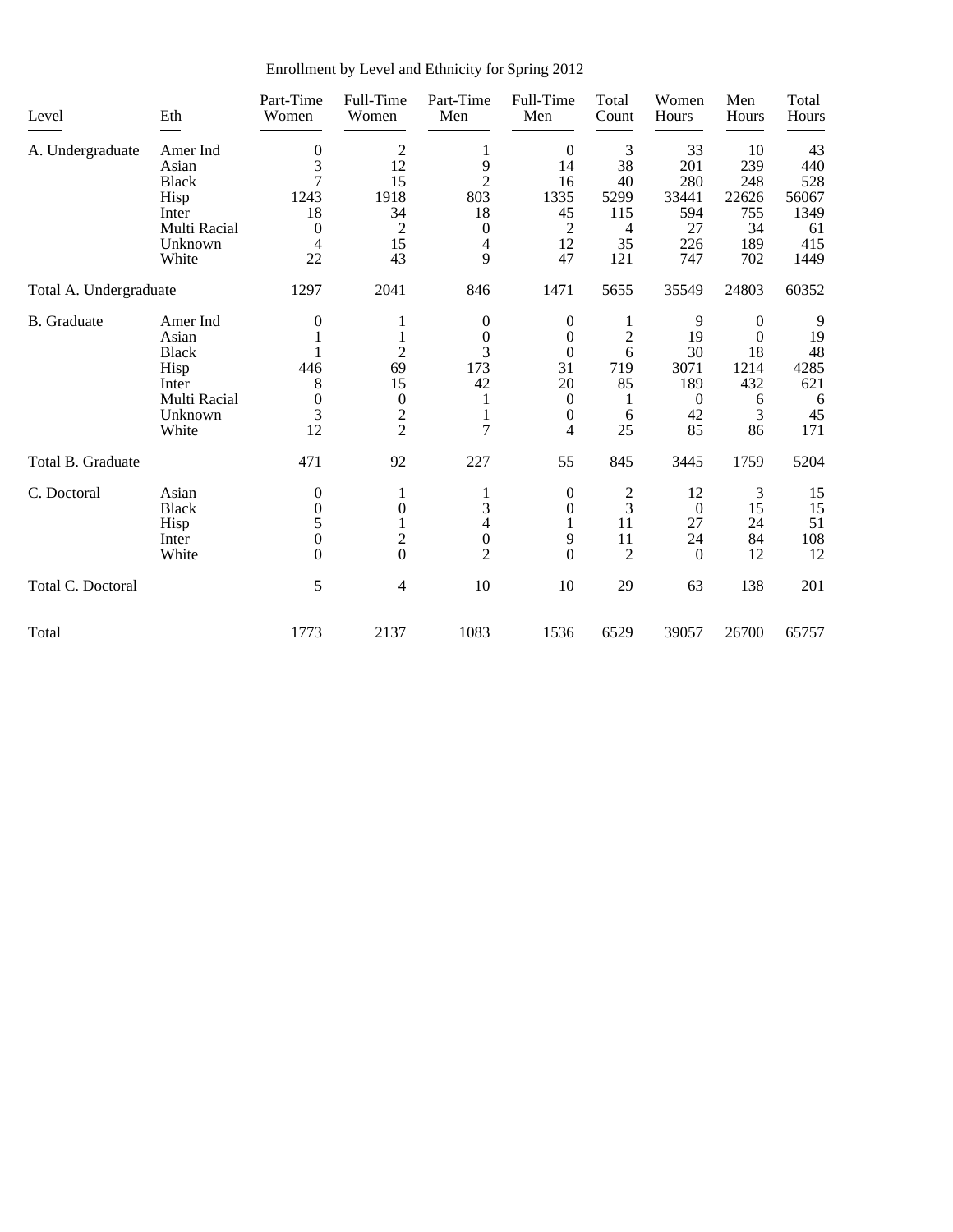Enrollment by Level and Ethnicity for Spring 2012

| Level | Eth | Part-Time Women | Full-Time Women | Part-Time Men | Full-Time Men | Total Count | Women Hours | Men Hours | Total Hours |
|---|---|---|---|---|---|---|---|---|---|
| A. Undergraduate | Amer Ind | 0 | 2 | 1 | 0 | 3 | 33 | 10 | 43 |
| | Asian | 3 | 12 | 9 | 14 | 38 | 201 | 239 | 440 |
| | Black | 7 | 15 | 2 | 16 | 40 | 280 | 248 | 528 |
| | Hisp | 1243 | 1918 | 803 | 1335 | 5299 | 33441 | 22626 | 56067 |
| | Inter | 18 | 34 | 18 | 45 | 115 | 594 | 755 | 1349 |
| | Multi Racial | 0 | 2 | 0 | 2 | 4 | 27 | 34 | 61 |
| | Unknown | 4 | 15 | 4 | 12 | 35 | 226 | 189 | 415 |
| | White | 22 | 43 | 9 | 47 | 121 | 747 | 702 | 1449 |
| Total A. Undergraduate | | 1297 | 2041 | 846 | 1471 | 5655 | 35549 | 24803 | 60352 |
| B. Graduate | Amer Ind | 0 | 1 | 0 | 0 | 1 | 9 | 0 | 9 |
| | Asian | 1 | 1 | 0 | 0 | 2 | 19 | 0 | 19 |
| | Black | 1 | 2 | 3 | 0 | 6 | 30 | 18 | 48 |
| | Hisp | 446 | 69 | 173 | 31 | 719 | 3071 | 1214 | 4285 |
| | Inter | 8 | 15 | 42 | 20 | 85 | 189 | 432 | 621 |
| | Multi Racial | 0 | 0 | 1 | 0 | 1 | 0 | 6 | 6 |
| | Unknown | 3 | 2 | 1 | 0 | 6 | 42 | 3 | 45 |
| | White | 12 | 2 | 7 | 4 | 25 | 85 | 86 | 171 |
| Total B. Graduate | | 471 | 92 | 227 | 55 | 845 | 3445 | 1759 | 5204 |
| C. Doctoral | Asian | 0 | 1 | 1 | 0 | 2 | 12 | 3 | 15 |
| | Black | 0 | 0 | 3 | 0 | 3 | 0 | 15 | 15 |
| | Hisp | 5 | 1 | 4 | 1 | 11 | 27 | 24 | 51 |
| | Inter | 0 | 2 | 0 | 9 | 11 | 24 | 84 | 108 |
| | White | 0 | 0 | 2 | 0 | 2 | 0 | 12 | 12 |
| Total C. Doctoral | | 5 | 4 | 10 | 10 | 29 | 63 | 138 | 201 |
| Total | | 1773 | 2137 | 1083 | 1536 | 6529 | 39057 | 26700 | 65757 |